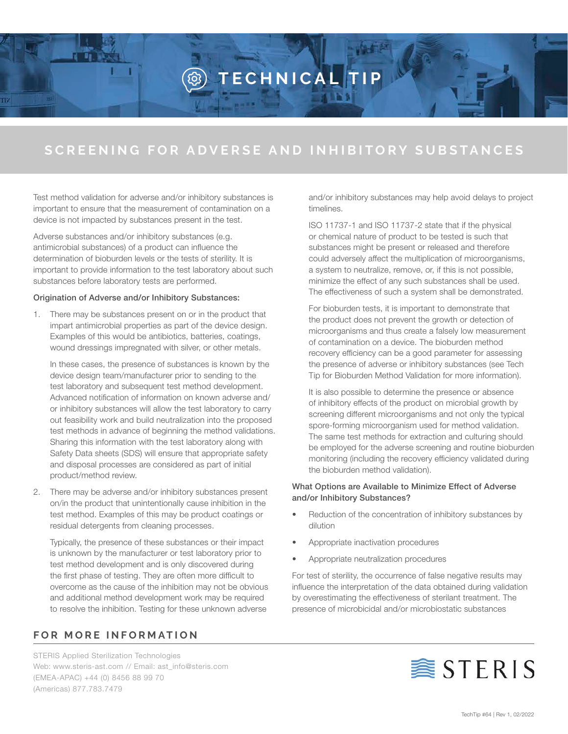# TECHNICAL TIP

## SCREENING FOR ADVERSE AND INHIBITORY SUBSTANCES

Test method validation for adverse and/or inhibitory substances is important to ensure that the measurement of contamination on a device is not impacted by substances present in the test.

Adverse substances and/or inhibitory substances (e.g. antimicrobial substances) of a product can influence the determination of bioburden levels or the tests of sterility. It is important to provide information to the test laboratory about such substances before laboratory tests are performed.

### Origination of Adverse and/or Inhibitory Substances:

1. There may be substances present on or in the product that impart antimicrobial properties as part of the device design. Examples of this would be antibiotics, batteries, coatings, wound dressings impregnated with silver, or other metals.

   In these cases, the presence of substances is known by the device design team/manufacturer prior to sending to the test laboratory and subsequent test method development. Advanced notification of information on known adverse and/or inhibitory substances will allow the test laboratory to carry out feasibility work and build neutralization into the proposed test methods in advance of beginning the method validations. Sharing this information with the test laboratory along with Safety Data sheets (SDS) will ensure that appropriate safety and disposal processes are considered as part of initial product/method review.

2. There may be adverse and/or inhibitory substances present on/in the product that unintentionally cause inhibition in the test method. Examples of this may be product coatings or residual detergents from cleaning processes.

   Typically, the presence of these substances or their impact is unknown by the manufacturer or test laboratory prior to test method development and is only discovered during the first phase of testing. They are often more difficult to overcome as the cause of the inhibition may not be obvious and additional method development work may be required to resolve the inhibition. Testing for these unknown adverse and/or inhibitory substances may help avoid delays to project timelines.

   ISO 11737-1 and ISO 11737-2 state that if the physical or chemical nature of product to be tested is such that substances might be present or released and therefore could adversely affect the multiplication of microorganisms, a system to neutralize, remove, or, if this is not possible, minimize the effect of any such substances shall be used. The effectiveness of such a system shall be demonstrated.

   For bioburden tests, it is important to demonstrate that the product does not prevent the growth or detection of microorganisms and thus create a falsely low measurement of contamination on a device. The bioburden method recovery efficiency can be a good parameter for assessing the presence of adverse or inhibitory substances (see Tech Tip for Bioburden Method Validation for more information).

   It is also possible to determine the presence or absence of inhibitory effects of the product on microbial growth by screening different microorganisms and not only the typical spore-forming microorganism used for method validation. The same test methods for extraction and culturing should be employed for the adverse screening and routine bioburden monitoring (including the recovery efficiency validated during the bioburden method validation).

### What Options are Available to Minimize Effect of Adverse and/or Inhibitory Substances?

- Reduction of the concentration of inhibitory substances by dilution
- Appropriate inactivation procedures
- Appropriate neutralization procedures

For test of sterility, the occurrence of false negative results may influence the interpretation of the data obtained during validation by overestimating the effectiveness of sterilant treatment. The presence of microbicidal and/or microbiostatic substances

## FOR MORE INFORMATION

STERIS Applied Sterilization Technologies
Web: www.steris-ast.com // Email: ast_info@steris.com
(EMEA-APAC) +44 (0) 8456 88 99 70
(Americas) 877.783.7479

STERIS

TechTip #64 | Rev 1, 02/2022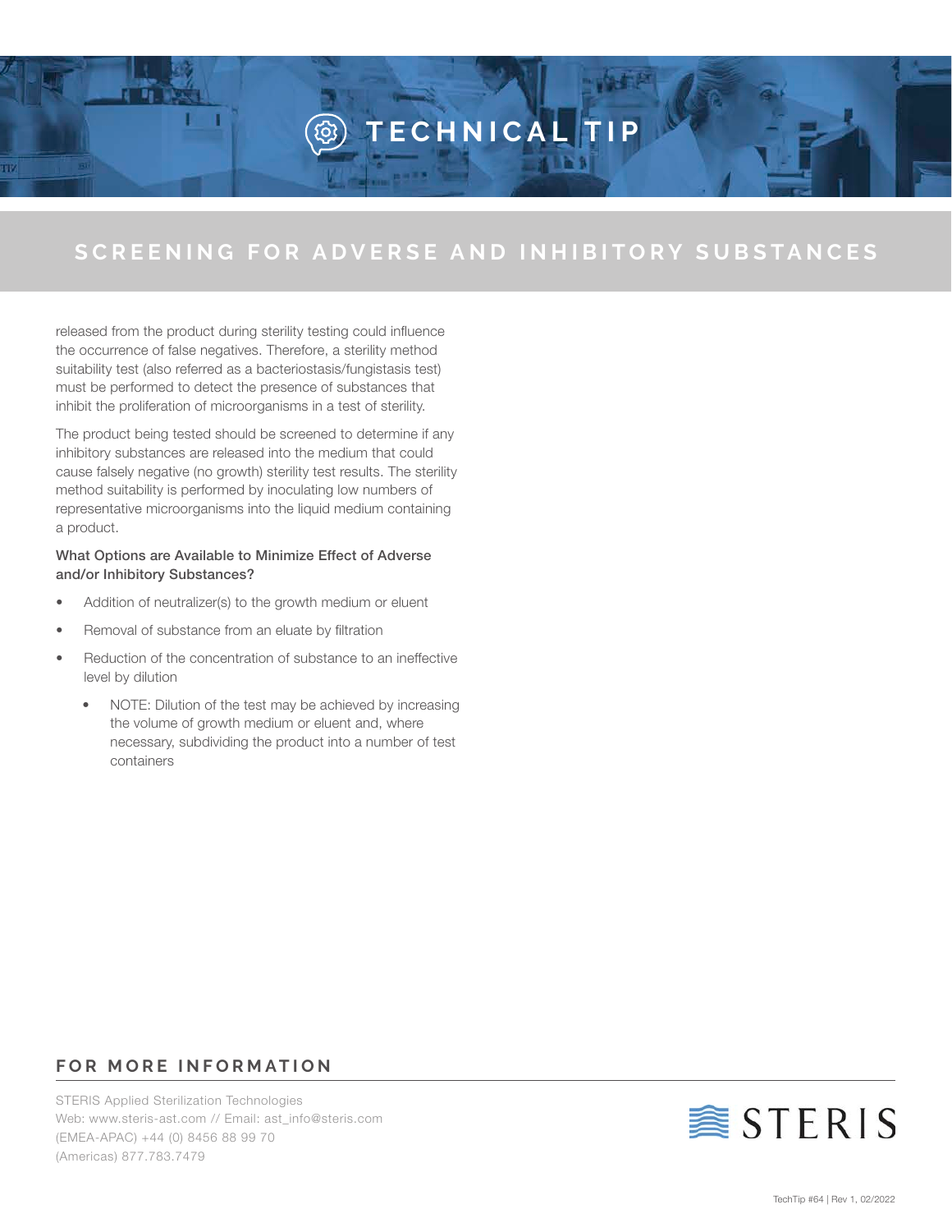# TECHNICAL TIP

## SCREENING FOR ADVERSE AND INHIBITORY SUBSTANCES

released from the product during sterility testing could influence the occurrence of false negatives. Therefore, a sterility method suitability test (also referred as a bacteriostasis/fungistasis test) must be performed to detect the presence of substances that inhibit the proliferation of microorganisms in a test of sterility.

The product being tested should be screened to determine if any inhibitory substances are released into the medium that could cause falsely negative (no growth) sterility test results. The sterility method suitability is performed by inoculating low numbers of representative microorganisms into the liquid medium containing a product.

### What Options are Available to Minimize Effect of Adverse and/or Inhibitory Substances?

- Addition of neutralizer(s) to the growth medium or eluent
- Removal of substance from an eluate by filtration
- Reduction of the concentration of substance to an ineffective level by dilution
  - NOTE: Dilution of the test may be achieved by increasing the volume of growth medium or eluent and, where necessary, subdividing the product into a number of test containers

## FOR MORE INFORMATION

STERIS Applied Sterilization Technologies
Web: www.steris-ast.com // Email: ast_info@steris.com
(EMEA-APAC) +44 (0) 8456 88 99 70
(Americas) 877.783.7479

STERIS

TechTip #64 | Rev 1, 02/2022